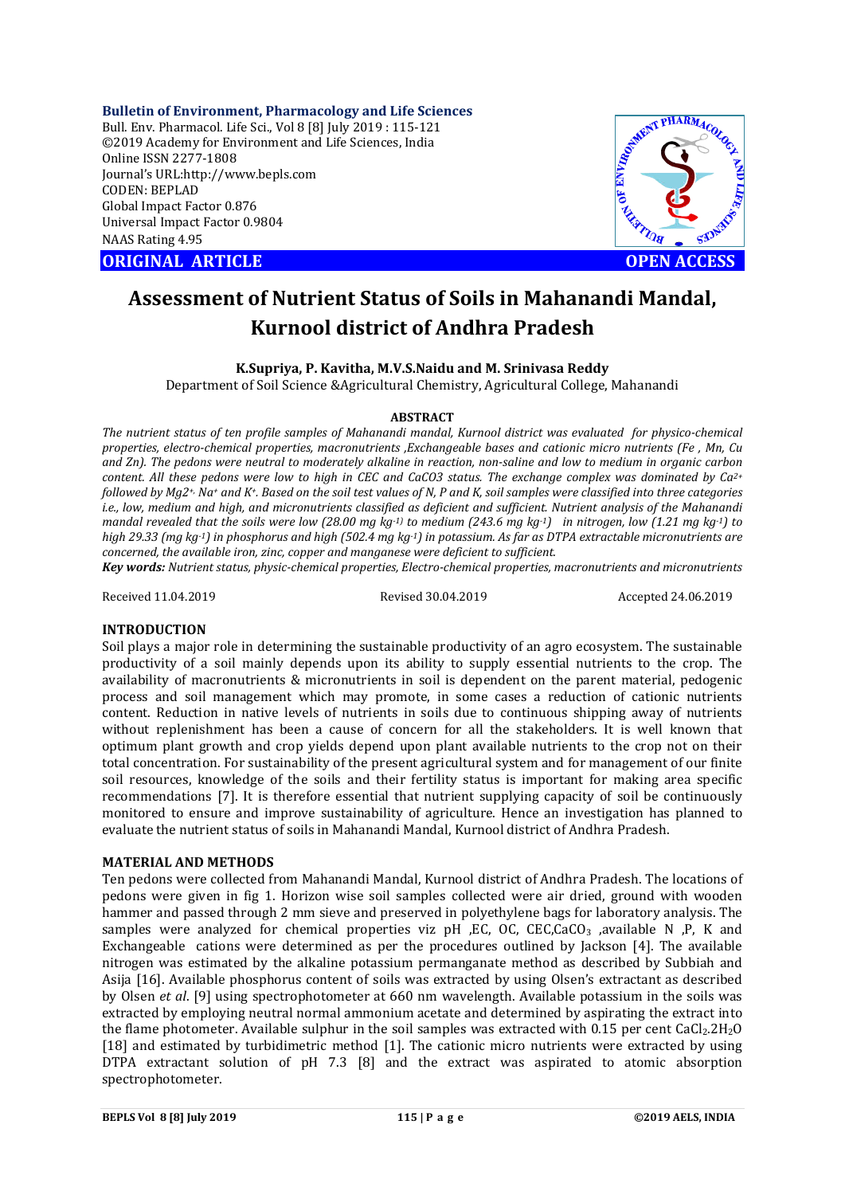**Bulletin of Environment, Pharmacology and Life Sciences**
Bull. Env. Pharmacol. Life Sci., Vol 8 [8] July 2019 : 115-121
©2019 Academy for Environment and Life Sciences, India
Online ISSN 2277-1808
Journal's URL:http://www.bepls.com
CODEN: BEPLAD
Global Impact Factor 0.876
Universal Impact Factor 0.9804
NAAS Rating 4.95

**ORIGINAL ARTICLE** **OPEN ACCESS**

# Assessment of Nutrient Status of Soils in Mahanandi Mandal, Kurnool district of Andhra Pradesh

**K.Supriya, P. Kavitha, M.V.S.Naidu and M. Srinivasa Reddy**

Department of Soil Science &Agricultural Chemistry, Agricultural College, Mahanandi

## ABSTRACT

*The nutrient status of ten profile samples of Mahanandi mandal, Kurnool district was evaluated for physico-chemical properties, electro-chemical properties, macronutrients ,Exchangeable bases and cationic micro nutrients (Fe , Mn, Cu and Zn). The pedons were neutral to moderately alkaline in reaction, non-saline and low to medium in organic carbon content. All these pedons were low to high in CEC and CaCO3 status. The exchange complex was dominated by $Ca^{2+}$ followed by $Mg^{2+}$, $Na^{+}$ and $K^{+}$. Based on the soil test values of N, P and K, soil samples were classified into three categories i.e., low, medium and high, and micronutrients classified as deficient and sufficient. Nutrient analysis of the Mahanandi mandal revealed that the soils were low (28.00 mg $kg^{-1}$) to medium (243.6 mg $kg^{-1}$) in nitrogen, low (1.21 mg $kg^{-1}$) to high 29.33 (mg $kg^{-1}$) in phosphorus and high (502.4 mg $kg^{-1}$) in potassium. As far as DTPA extractable micronutrients are concerned, the available iron, zinc, copper and manganese were deficient to sufficient.*

***Key words:*** *Nutrient status, physic-chemical properties, Electro-chemical properties, macronutrients and micronutrients*

Received 11.04.2019 Revised 30.04.2019 Accepted 24.06.2019

## INTRODUCTION

Soil plays a major role in determining the sustainable productivity of an agro ecosystem. The sustainable productivity of a soil mainly depends upon its ability to supply essential nutrients to the crop. The availability of macronutrients & micronutrients in soil is dependent on the parent material, pedogenic process and soil management which may promote, in some cases a reduction of cationic nutrients content. Reduction in native levels of nutrients in soils due to continuous shipping away of nutrients without replenishment has been a cause of concern for all the stakeholders. It is well known that optimum plant growth and crop yields depend upon plant available nutrients to the crop not on their total concentration. For sustainability of the present agricultural system and for management of our finite soil resources, knowledge of the soils and their fertility status is important for making area specific recommendations [7]. It is therefore essential that nutrient supplying capacity of soil be continuously monitored to ensure and improve sustainability of agriculture. Hence an investigation has planned to evaluate the nutrient status of soils in Mahanandi Mandal, Kurnool district of Andhra Pradesh.

## MATERIAL AND METHODS

Ten pedons were collected from Mahanandi Mandal, Kurnool district of Andhra Pradesh. The locations of pedons were given in fig 1. Horizon wise soil samples collected were air dried, ground with wooden hammer and passed through 2 mm sieve and preserved in polyethylene bags for laboratory analysis. The samples were analyzed for chemical properties viz pH ,EC, OC, CEC,$CaCO_3$ ,available N ,P, K and Exchangeable cations were determined as per the procedures outlined by Jackson [4]. The available nitrogen was estimated by the alkaline potassium permanganate method as described by Subbiah and Asija [16]. Available phosphorus content of soils was extracted by using Olsen's extractant as described by Olsen *et al*. [9] using spectrophotometer at 660 nm wavelength. Available potassium in the soils was extracted by employing neutral normal ammonium acetate and determined by aspirating the extract into the flame photometer. Available sulphur in the soil samples was extracted with 0.15 per cent $CaCl_2.2H_2O$ [18] and estimated by turbidimetric method [1]. The cationic micro nutrients were extracted by using DTPA extractant solution of pH 7.3 [8] and the extract was aspirated to atomic absorption spectrophotometer.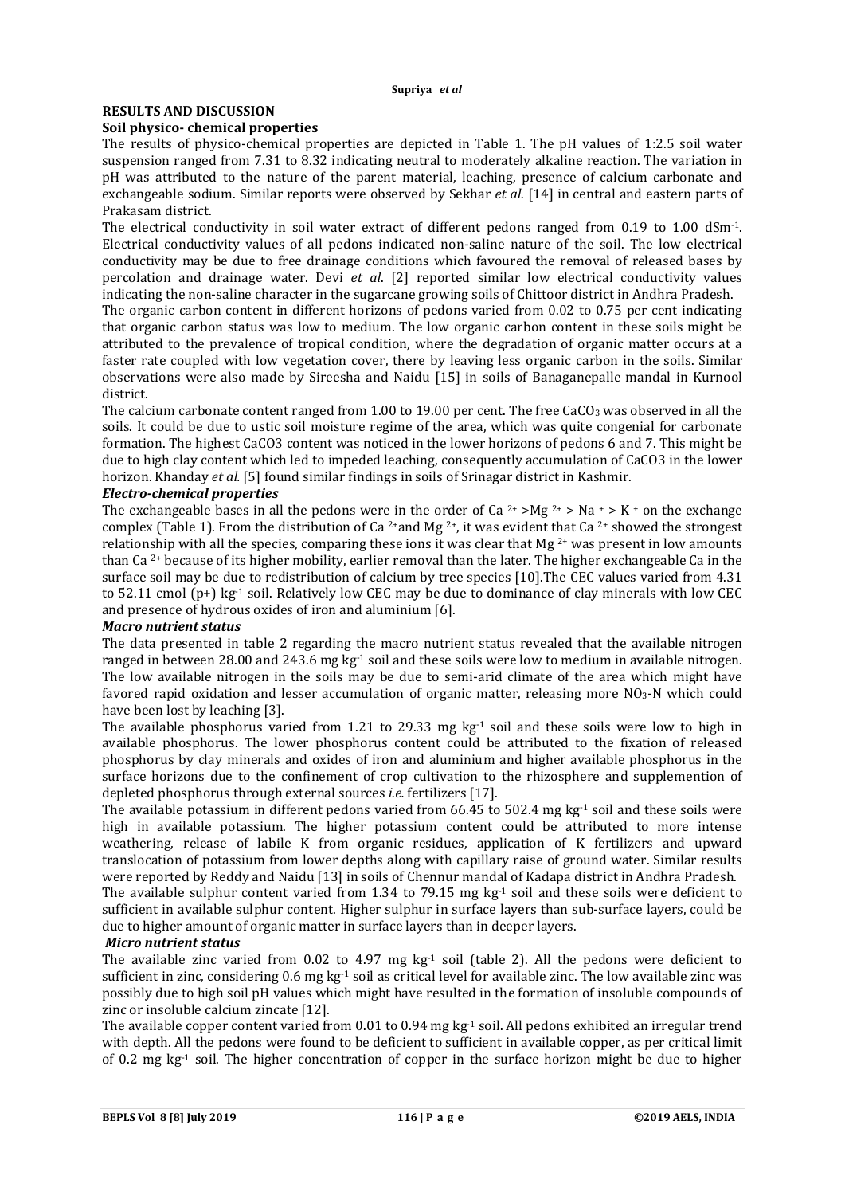## RESULTS AND DISCUSSION

### Soil physico- chemical properties

The results of physico-chemical properties are depicted in Table 1. The pH values of 1:2.5 soil water suspension ranged from 7.31 to 8.32 indicating neutral to moderately alkaline reaction. The variation in pH was attributed to the nature of the parent material, leaching, presence of calcium carbonate and exchangeable sodium. Similar reports were observed by Sekhar *et al.* [14] in central and eastern parts of Prakasam district.

The electrical conductivity in soil water extract of different pedons ranged from 0.19 to 1.00 $dSm^{-1}$. Electrical conductivity values of all pedons indicated non-saline nature of the soil. The low electrical conductivity may be due to free drainage conditions which favoured the removal of released bases by percolation and drainage water. Devi *et al*. [2] reported similar low electrical conductivity values indicating the non-saline character in the sugarcane growing soils of Chittoor district in Andhra Pradesh.

The organic carbon content in different horizons of pedons varied from 0.02 to 0.75 per cent indicating that organic carbon status was low to medium. The low organic carbon content in these soils might be attributed to the prevalence of tropical condition, where the degradation of organic matter occurs at a faster rate coupled with low vegetation cover, there by leaving less organic carbon in the soils. Similar observations were also made by Sireesha and Naidu [15] in soils of Banaganepalle mandal in Kurnool district.

The calcium carbonate content ranged from 1.00 to 19.00 per cent. The free $CaCO_3$ was observed in all the soils. It could be due to ustic soil moisture regime of the area, which was quite congenial for carbonate formation. The highest $CaCO_3$ content was noticed in the lower horizons of pedons 6 and 7. This might be due to high clay content which led to impeded leaching, consequently accumulation of $CaCO_3$ in the lower horizon. Khanday *et al.* [5] found similar findings in soils of Srinagar district in Kashmir.

### *Electro-chemical properties*

The exchangeable bases in all the pedons were in the order of $Ca^{2+} > Mg^{2+} > Na^{+} > K^{+}$ on the exchange complex (Table 1). From the distribution of $Ca^{2+}$and $Mg^{2+}$, it was evident that $Ca^{2+}$ showed the strongest relationship with all the species, comparing these ions it was clear that $Mg^{2+}$ was present in low amounts than $Ca^{2+}$ because of its higher mobility, earlier removal than the later. The higher exchangeable Ca in the surface soil may be due to redistribution of calcium by tree species [10].The CEC values varied from 4.31 to 52.11 cmol (p+) $kg^{-1}$ soil. Relatively low CEC may be due to dominance of clay minerals with low CEC and presence of hydrous oxides of iron and aluminium [6].

### *Macro nutrient status*

The data presented in table 2 regarding the macro nutrient status revealed that the available nitrogen ranged in between 28.00 and 243.6 mg $kg^{-1}$ soil and these soils were low to medium in available nitrogen. The low available nitrogen in the soils may be due to semi-arid climate of the area which might have favored rapid oxidation and lesser accumulation of organic matter, releasing more $NO_3$-N which could have been lost by leaching [3].

The available phosphorus varied from 1.21 to 29.33 mg $kg^{-1}$ soil and these soils were low to high in available phosphorus. The lower phosphorus content could be attributed to the fixation of released phosphorus by clay minerals and oxides of iron and aluminium and higher available phosphorus in the surface horizons due to the confinement of crop cultivation to the rhizosphere and supplemention of depleted phosphorus through external sources *i.e.* fertilizers [17].

The available potassium in different pedons varied from 66.45 to 502.4 mg $kg^{-1}$ soil and these soils were high in available potassium. The higher potassium content could be attributed to more intense weathering, release of labile K from organic residues, application of K fertilizers and upward translocation of potassium from lower depths along with capillary raise of ground water. Similar results were reported by Reddy and Naidu [13] in soils of Chennur mandal of Kadapa district in Andhra Pradesh.

The available sulphur content varied from 1.34 to 79.15 mg $kg^{-1}$ soil and these soils were deficient to sufficient in available sulphur content. Higher sulphur in surface layers than sub-surface layers, could be due to higher amount of organic matter in surface layers than in deeper layers.

### *Micro nutrient status*

The available zinc varied from 0.02 to 4.97 mg $kg^{-1}$ soil (table 2). All the pedons were deficient to sufficient in zinc, considering 0.6 mg $kg^{-1}$ soil as critical level for available zinc. The low available zinc was possibly due to high soil pH values which might have resulted in the formation of insoluble compounds of zinc or insoluble calcium zincate [12].

The available copper content varied from 0.01 to 0.94 mg $kg^{-1}$ soil. All pedons exhibited an irregular trend with depth. All the pedons were found to be deficient to sufficient in available copper, as per critical limit of 0.2 mg $kg^{-1}$ soil. The higher concentration of copper in the surface horizon might be due to higher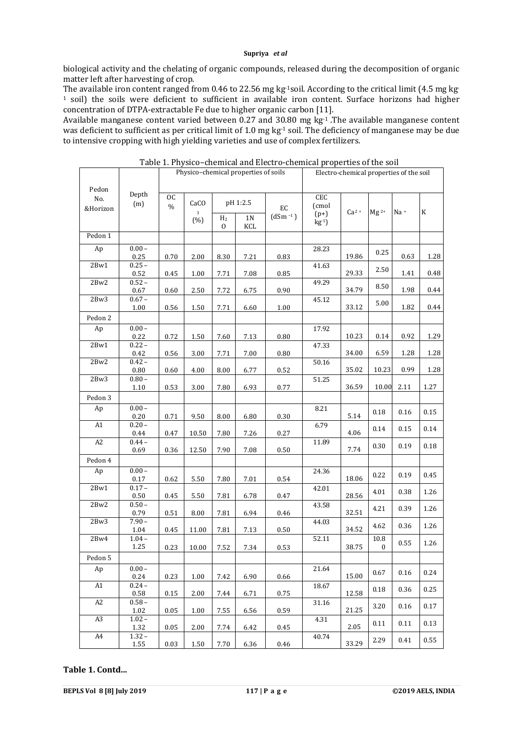biological activity and the chelating of organic compounds, released during the decomposition of organic matter left after harvesting of crop.

The available iron content ranged from 0.46 to 22.56 mg $kg^{-1}$soil. According to the critical limit (4.5 mg $kg^{-1}$ soil) the soils were deficient to sufficient in available iron content. Surface horizons had higher concentration of DTPA-extractable Fe due to higher organic carbon [11].

Available manganese content varied between 0.27 and 30.80 mg $kg^{-1}$ .The available manganese content was deficient to sufficient as per critical limit of 1.0 mg $kg^{-1}$ soil. The deficiency of manganese may be due to intensive cropping with high yielding varieties and use of complex fertilizers.

Table 1. Physico–chemical and Electro-chemical properties of the soil

| Pedon No. &Horizon | Depth (m) | Physico–chemical properties of soils | | | | | Electro-chemical properties of the soil | | | | |
|---|---|---|---|---|---|---|---|---|---|---|---|
| | | OC % | $CaCO_3$ (%) | pH 1:2.5 | | EC ($dSm^{-1}$) | CEC (cmol (p+) $kg^{-1}$) | $Ca^{2+}$ | $Mg^{2+}$ | $Na^+$ | K |
| | | | | $H_2O$ | 1N KCL | | | | | | |
| Pedon 1 | | | | | | | | | | | |
| Ap | 0.00 – 0.25 | 0.70 | 2.00 | 8.30 | 7.21 | 0.83 | 28.23 | 19.86 | 0.25 | 0.63 | 1.28 |
| 2Bw1 | 0.25 – 0.52 | 0.45 | 1.00 | 7.71 | 7.08 | 0.85 | 41.63 | 29.33 | 2.50 | 1.41 | 0.48 |
| 2Bw2 | 0.52 – 0.67 | 0.60 | 2.50 | 7.72 | 6.75 | 0.90 | 49.29 | 34.79 | 8.50 | 1.98 | 0.44 |
| 2Bw3 | 0.67 – 1.00 | 0.56 | 1.50 | 7.71 | 6.60 | 1.00 | 45.12 | 33.12 | 5.00 | 1.82 | 0.44 |
| Pedon 2 | | | | | | | | | | | |
| Ap | 0.00 – 0.22 | 0.72 | 1.50 | 7.60 | 7.13 | 0.80 | 17.92 | 10.23 | 0.14 | 0.92 | 1.29 |
| 2Bw1 | 0.22 – 0.42 | 0.56 | 3.00 | 7.71 | 7.00 | 0.80 | 47.33 | 34.00 | 6.59 | 1.28 | 1.28 |
| 2Bw2 | 0.42 – 0.80 | 0.60 | 4.00 | 8.00 | 6.77 | 0.52 | 50.16 | 35.02 | 10.23 | 0.99 | 1.28 |
| 2Bw3 | 0.80 – 1.10 | 0.53 | 3.00 | 7.80 | 6.93 | 0.77 | 51.25 | 36.59 | 10.00 | 2.11 | 1.27 |
| Pedon 3 | | | | | | | | | | | |
| Ap | 0.00 – 0.20 | 0.71 | 9.50 | 8.00 | 6.80 | 0.30 | 8.21 | 5.14 | 0.18 | 0.16 | 0.15 |
| A1 | 0.20 – 0.44 | 0.47 | 10.50 | 7.80 | 7.26 | 0.27 | 6.79 | 4.06 | 0.14 | 0.15 | 0.14 |
| A2 | 0.44 – 0.69 | 0.36 | 12.50 | 7.90 | 7.08 | 0.50 | 11.89 | 7.74 | 0.30 | 0.19 | 0.18 |
| Pedon 4 | | | | | | | | | | | |
| Ap | 0.00 – 0.17 | 0.62 | 5.50 | 7.80 | 7.01 | 0.54 | 24.36 | 18.06 | 0.22 | 0.19 | 0.45 |
| 2Bw1 | 0.17 – 0.50 | 0.45 | 5.50 | 7.81 | 6.78 | 0.47 | 42.01 | 28.56 | 4.01 | 0.38 | 1.26 |
| 2Bw2 | 0.50 – 0.79 | 0.51 | 8.00 | 7.81 | 6.94 | 0.46 | 43.58 | 32.51 | 4.21 | 0.39 | 1.26 |
| 2Bw3 | 7.90 – 1.04 | 0.45 | 11.00 | 7.81 | 7.13 | 0.50 | 44.03 | 34.52 | 4.62 | 0.36 | 1.26 |
| 2Bw4 | 1.04 – 1.25 | 0.23 | 10.00 | 7.52 | 7.34 | 0.53 | 52.11 | 38.75 | 10.80 | 0.55 | 1.26 |
| Pedon 5 | | | | | | | | | | | |
| Ap | 0.00 – 0.24 | 0.23 | 1.00 | 7.42 | 6.90 | 0.66 | 21.64 | 15.00 | 0.67 | 0.16 | 0.24 |
| A1 | 0.24 – 0.58 | 0.15 | 2.00 | 7.44 | 6.71 | 0.75 | 18.67 | 12.58 | 0.18 | 0.36 | 0.25 |
| A2 | 0.58 – 1.02 | 0.05 | 1.00 | 7.55 | 6.56 | 0.59 | 31.16 | 21.25 | 3.20 | 0.16 | 0.17 |
| A3 | 1.02 – 1.32 | 0.05 | 2.00 | 7.74 | 6.42 | 0.45 | 4.31 | 2.05 | 0.11 | 0.11 | 0.13 |
| A4 | 1.32 – 1.55 | 0.03 | 1.50 | 7.70 | 6.36 | 0.46 | 40.74 | 33.29 | 2.29 | 0.41 | 0.55 |

**Table 1. Contd...**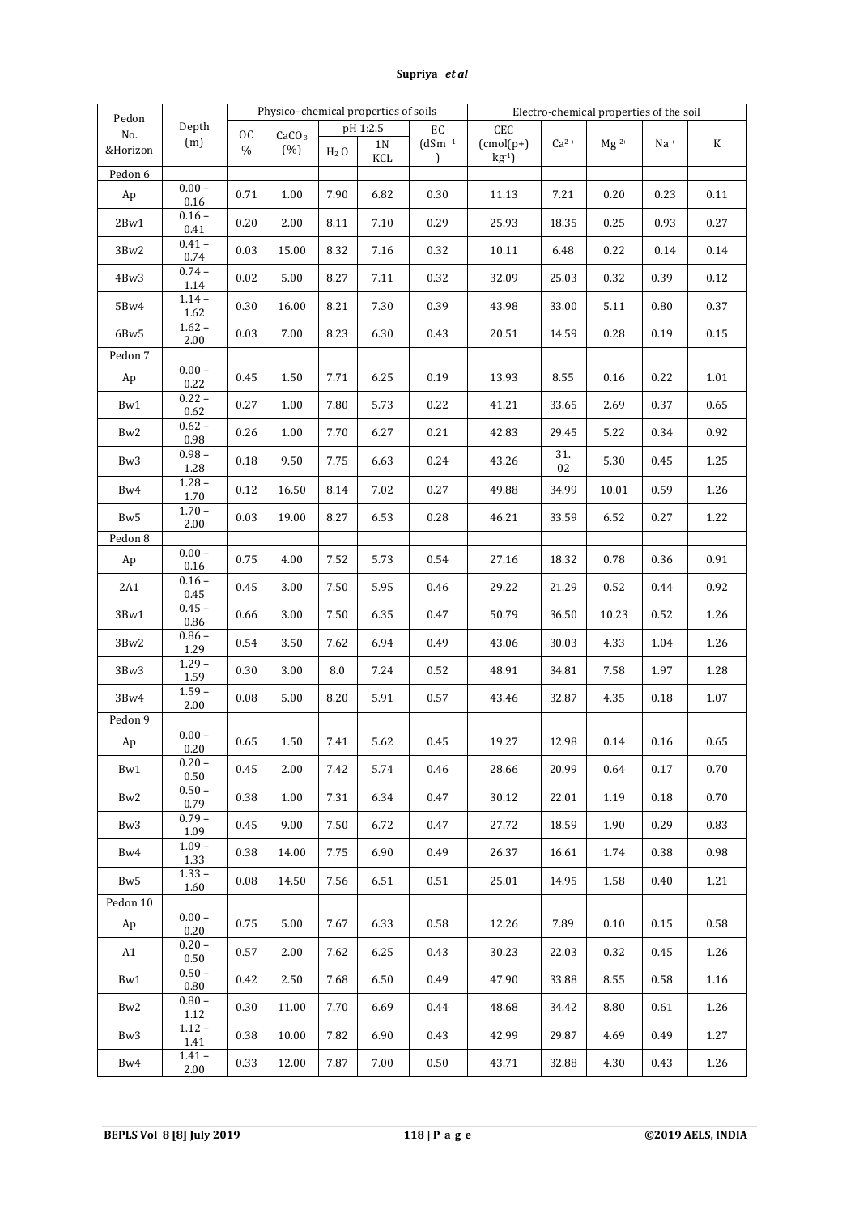| Pedon No. &Horizon | Depth (m) | Physico–chemical properties of soils | | | | | Electro-chemical properties of the soil | | | | |
|---|---|---|---|---|---|---|---|---|---|---|---|
| | | OC % | $CaCO_3$ (%) | pH 1:2.5 | | EC ($dSm^{-1}$) | CEC (cmol(p+) $kg^{-1}$) | $Ca^{2+}$ | $Mg^{2+}$ | $Na^{+}$ | K |
| | | | | $H_2O$ | 1N KCL | | | | | | |
| Pedon 6 | | | | | | | | | | | |
| Ap | 0.00 – 0.16 | 0.71 | 1.00 | 7.90 | 6.82 | 0.30 | 11.13 | 7.21 | 0.20 | 0.23 | 0.11 |
| 2Bw1 | 0.16 – 0.41 | 0.20 | 2.00 | 8.11 | 7.10 | 0.29 | 25.93 | 18.35 | 0.25 | 0.93 | 0.27 |
| 3Bw2 | 0.41 – 0.74 | 0.03 | 15.00 | 8.32 | 7.16 | 0.32 | 10.11 | 6.48 | 0.22 | 0.14 | 0.14 |
| 4Bw3 | 0.74 – 1.14 | 0.02 | 5.00 | 8.27 | 7.11 | 0.32 | 32.09 | 25.03 | 0.32 | 0.39 | 0.12 |
| 5Bw4 | 1.14 – 1.62 | 0.30 | 16.00 | 8.21 | 7.30 | 0.39 | 43.98 | 33.00 | 5.11 | 0.80 | 0.37 |
| 6Bw5 | 1.62 – 2.00 | 0.03 | 7.00 | 8.23 | 6.30 | 0.43 | 20.51 | 14.59 | 0.28 | 0.19 | 0.15 |
| Pedon 7 | | | | | | | | | | | |
| Ap | 0.00 – 0.22 | 0.45 | 1.50 | 7.71 | 6.25 | 0.19 | 13.93 | 8.55 | 0.16 | 0.22 | 1.01 |
| Bw1 | 0.22 – 0.62 | 0.27 | 1.00 | 7.80 | 5.73 | 0.22 | 41.21 | 33.65 | 2.69 | 0.37 | 0.65 |
| Bw2 | 0.62 – 0.98 | 0.26 | 1.00 | 7.70 | 6.27 | 0.21 | 42.83 | 29.45 | 5.22 | 0.34 | 0.92 |
| Bw3 | 0.98 – 1.28 | 0.18 | 9.50 | 7.75 | 6.63 | 0.24 | 43.26 | 31. 02 | 5.30 | 0.45 | 1.25 |
| Bw4 | 1.28 – 1.70 | 0.12 | 16.50 | 8.14 | 7.02 | 0.27 | 49.88 | 34.99 | 10.01 | 0.59 | 1.26 |
| Bw5 | 1.70 – 2.00 | 0.03 | 19.00 | 8.27 | 6.53 | 0.28 | 46.21 | 33.59 | 6.52 | 0.27 | 1.22 |
| Pedon 8 | | | | | | | | | | | |
| Ap | 0.00 – 0.16 | 0.75 | 4.00 | 7.52 | 5.73 | 0.54 | 27.16 | 18.32 | 0.78 | 0.36 | 0.91 |
| 2A1 | 0.16 – 0.45 | 0.45 | 3.00 | 7.50 | 5.95 | 0.46 | 29.22 | 21.29 | 0.52 | 0.44 | 0.92 |
| 3Bw1 | 0.45 – 0.86 | 0.66 | 3.00 | 7.50 | 6.35 | 0.47 | 50.79 | 36.50 | 10.23 | 0.52 | 1.26 |
| 3Bw2 | 0.86 – 1.29 | 0.54 | 3.50 | 7.62 | 6.94 | 0.49 | 43.06 | 30.03 | 4.33 | 1.04 | 1.26 |
| 3Bw3 | 1.29 – 1.59 | 0.30 | 3.00 | 8.0 | 7.24 | 0.52 | 48.91 | 34.81 | 7.58 | 1.97 | 1.28 |
| 3Bw4 | 1.59 – 2.00 | 0.08 | 5.00 | 8.20 | 5.91 | 0.57 | 43.46 | 32.87 | 4.35 | 0.18 | 1.07 |
| Pedon 9 | | | | | | | | | | | |
| Ap | 0.00 – 0.20 | 0.65 | 1.50 | 7.41 | 5.62 | 0.45 | 19.27 | 12.98 | 0.14 | 0.16 | 0.65 |
| Bw1 | 0.20 – 0.50 | 0.45 | 2.00 | 7.42 | 5.74 | 0.46 | 28.66 | 20.99 | 0.64 | 0.17 | 0.70 |
| Bw2 | 0.50 – 0.79 | 0.38 | 1.00 | 7.31 | 6.34 | 0.47 | 30.12 | 22.01 | 1.19 | 0.18 | 0.70 |
| Bw3 | 0.79 – 1.09 | 0.45 | 9.00 | 7.50 | 6.72 | 0.47 | 27.72 | 18.59 | 1.90 | 0.29 | 0.83 |
| Bw4 | 1.09 – 1.33 | 0.38 | 14.00 | 7.75 | 6.90 | 0.49 | 26.37 | 16.61 | 1.74 | 0.38 | 0.98 |
| Bw5 | 1.33 – 1.60 | 0.08 | 14.50 | 7.56 | 6.51 | 0.51 | 25.01 | 14.95 | 1.58 | 0.40 | 1.21 |
| Pedon 10 | | | | | | | | | | | |
| Ap | 0.00 – 0.20 | 0.75 | 5.00 | 7.67 | 6.33 | 0.58 | 12.26 | 7.89 | 0.10 | 0.15 | 0.58 |
| A1 | 0.20 – 0.50 | 0.57 | 2.00 | 7.62 | 6.25 | 0.43 | 30.23 | 22.03 | 0.32 | 0.45 | 1.26 |
| Bw1 | 0.50 – 0.80 | 0.42 | 2.50 | 7.68 | 6.50 | 0.49 | 47.90 | 33.88 | 8.55 | 0.58 | 1.16 |
| Bw2 | 0.80 – 1.12 | 0.30 | 11.00 | 7.70 | 6.69 | 0.44 | 48.68 | 34.42 | 8.80 | 0.61 | 1.26 |
| Bw3 | 1.12 – 1.41 | 0.38 | 10.00 | 7.82 | 6.90 | 0.43 | 42.99 | 29.87 | 4.69 | 0.49 | 1.27 |
| Bw4 | 1.41 – 2.00 | 0.33 | 12.00 | 7.87 | 7.00 | 0.50 | 43.71 | 32.88 | 4.30 | 0.43 | 1.26 |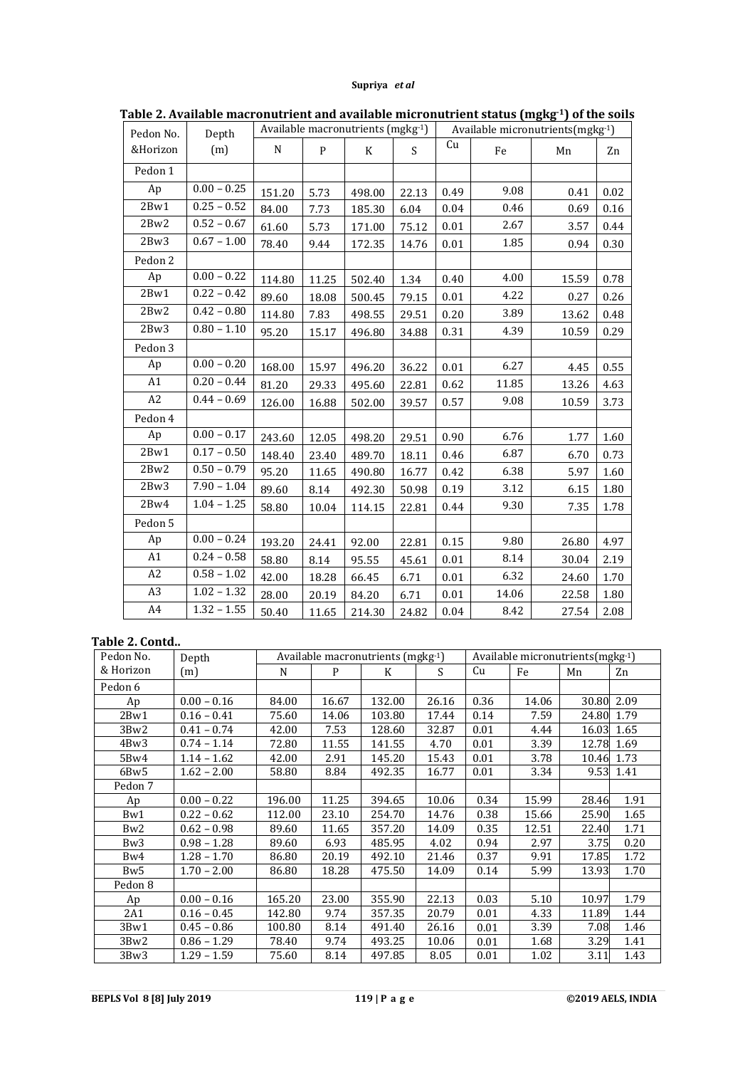**Table 2. Available macronutrient and available micronutrient status (mgkg$^{-1}$) of the soils**

| Pedon No. &Horizon | Depth (m) | Available macronutrients (mgkg$^{-1}$) | | | | Available micronutrients(mgkg$^{-1}$) | | | |
|---|---|---|---|---|---|---|---|---|---|
| | | N | P | K | S | Cu | Fe | Mn | Zn |
| Pedon 1 | | | | | | | | | |
| Ap | 0.00 – 0.25 | 151.20 | 5.73 | 498.00 | 22.13 | 0.49 | 9.08 | 0.41 | 0.02 |
| 2Bw1 | 0.25 – 0.52 | 84.00 | 7.73 | 185.30 | 6.04 | 0.04 | 0.46 | 0.69 | 0.16 |
| 2Bw2 | 0.52 – 0.67 | 61.60 | 5.73 | 171.00 | 75.12 | 0.01 | 2.67 | 3.57 | 0.44 |
| 2Bw3 | 0.67 – 1.00 | 78.40 | 9.44 | 172.35 | 14.76 | 0.01 | 1.85 | 0.94 | 0.30 |
| Pedon 2 | | | | | | | | | |
| Ap | 0.00 – 0.22 | 114.80 | 11.25 | 502.40 | 1.34 | 0.40 | 4.00 | 15.59 | 0.78 |
| 2Bw1 | 0.22 – 0.42 | 89.60 | 18.08 | 500.45 | 79.15 | 0.01 | 4.22 | 0.27 | 0.26 |
| 2Bw2 | 0.42 – 0.80 | 114.80 | 7.83 | 498.55 | 29.51 | 0.20 | 3.89 | 13.62 | 0.48 |
| 2Bw3 | 0.80 – 1.10 | 95.20 | 15.17 | 496.80 | 34.88 | 0.31 | 4.39 | 10.59 | 0.29 |
| Pedon 3 | | | | | | | | | |
| Ap | 0.00 – 0.20 | 168.00 | 15.97 | 496.20 | 36.22 | 0.01 | 6.27 | 4.45 | 0.55 |
| A1 | 0.20 – 0.44 | 81.20 | 29.33 | 495.60 | 22.81 | 0.62 | 11.85 | 13.26 | 4.63 |
| A2 | 0.44 – 0.69 | 126.00 | 16.88 | 502.00 | 39.57 | 0.57 | 9.08 | 10.59 | 3.73 |
| Pedon 4 | | | | | | | | | |
| Ap | 0.00 – 0.17 | 243.60 | 12.05 | 498.20 | 29.51 | 0.90 | 6.76 | 1.77 | 1.60 |
| 2Bw1 | 0.17 – 0.50 | 148.40 | 23.40 | 489.70 | 18.11 | 0.46 | 6.87 | 6.70 | 0.73 |
| 2Bw2 | 0.50 – 0.79 | 95.20 | 11.65 | 490.80 | 16.77 | 0.42 | 6.38 | 5.97 | 1.60 |
| 2Bw3 | 7.90 – 1.04 | 89.60 | 8.14 | 492.30 | 50.98 | 0.19 | 3.12 | 6.15 | 1.80 |
| 2Bw4 | 1.04 – 1.25 | 58.80 | 10.04 | 114.15 | 22.81 | 0.44 | 9.30 | 7.35 | 1.78 |
| Pedon 5 | | | | | | | | | |
| Ap | 0.00 – 0.24 | 193.20 | 24.41 | 92.00 | 22.81 | 0.15 | 9.80 | 26.80 | 4.97 |
| A1 | 0.24 – 0.58 | 58.80 | 8.14 | 95.55 | 45.61 | 0.01 | 8.14 | 30.04 | 2.19 |
| A2 | 0.58 – 1.02 | 42.00 | 18.28 | 66.45 | 6.71 | 0.01 | 6.32 | 24.60 | 1.70 |
| A3 | 1.02 – 1.32 | 28.00 | 20.19 | 84.20 | 6.71 | 0.01 | 14.06 | 22.58 | 1.80 |
| A4 | 1.32 – 1.55 | 50.40 | 11.65 | 214.30 | 24.82 | 0.04 | 8.42 | 27.54 | 2.08 |

**Table 2. Contd..**

| Pedon No. & Horizon | Depth (m) | Available macronutrients (mgkg$^{-1}$) | | | | Available micronutrients(mgkg$^{-1}$) | | | |
|---|---|---|---|---|---|---|---|---|---|
| | | N | P | K | S | Cu | Fe | Mn | Zn |
| Pedon 6 | | | | | | | | | |
| Ap | 0.00 – 0.16 | 84.00 | 16.67 | 132.00 | 26.16 | 0.36 | 14.06 | 30.80 | 2.09 |
| 2Bw1 | 0.16 – 0.41 | 75.60 | 14.06 | 103.80 | 17.44 | 0.14 | 7.59 | 24.80 | 1.79 |
| 3Bw2 | 0.41 – 0.74 | 42.00 | 7.53 | 128.60 | 32.87 | 0.01 | 4.44 | 16.03 | 1.65 |
| 4Bw3 | 0.74 – 1.14 | 72.80 | 11.55 | 141.55 | 4.70 | 0.01 | 3.39 | 12.78 | 1.69 |
| 5Bw4 | 1.14 – 1.62 | 42.00 | 2.91 | 145.20 | 15.43 | 0.01 | 3.78 | 10.46 | 1.73 |
| 6Bw5 | 1.62 – 2.00 | 58.80 | 8.84 | 492.35 | 16.77 | 0.01 | 3.34 | 9.53 | 1.41 |
| Pedon 7 | | | | | | | | | |
| Ap | 0.00 – 0.22 | 196.00 | 11.25 | 394.65 | 10.06 | 0.34 | 15.99 | 28.46 | 1.91 |
| Bw1 | 0.22 – 0.62 | 112.00 | 23.10 | 254.70 | 14.76 | 0.38 | 15.66 | 25.90 | 1.65 |
| Bw2 | 0.62 – 0.98 | 89.60 | 11.65 | 357.20 | 14.09 | 0.35 | 12.51 | 22.40 | 1.71 |
| Bw3 | 0.98 – 1.28 | 89.60 | 6.93 | 485.95 | 4.02 | 0.94 | 2.97 | 3.75 | 0.20 |
| Bw4 | 1.28 – 1.70 | 86.80 | 20.19 | 492.10 | 21.46 | 0.37 | 9.91 | 17.85 | 1.72 |
| Bw5 | 1.70 – 2.00 | 86.80 | 18.28 | 475.50 | 14.09 | 0.14 | 5.99 | 13.93 | 1.70 |
| Pedon 8 | | | | | | | | | |
| Ap | 0.00 – 0.16 | 165.20 | 23.00 | 355.90 | 22.13 | 0.03 | 5.10 | 10.97 | 1.79 |
| 2A1 | 0.16 – 0.45 | 142.80 | 9.74 | 357.35 | 20.79 | 0.01 | 4.33 | 11.89 | 1.44 |
| 3Bw1 | 0.45 – 0.86 | 100.80 | 8.14 | 491.40 | 26.16 | 0.01 | 3.39 | 7.08 | 1.46 |
| 3Bw2 | 0.86 – 1.29 | 78.40 | 9.74 | 493.25 | 10.06 | 0.01 | 1.68 | 3.29 | 1.41 |
| 3Bw3 | 1.29 – 1.59 | 75.60 | 8.14 | 497.85 | 8.05 | 0.01 | 1.02 | 3.11 | 1.43 |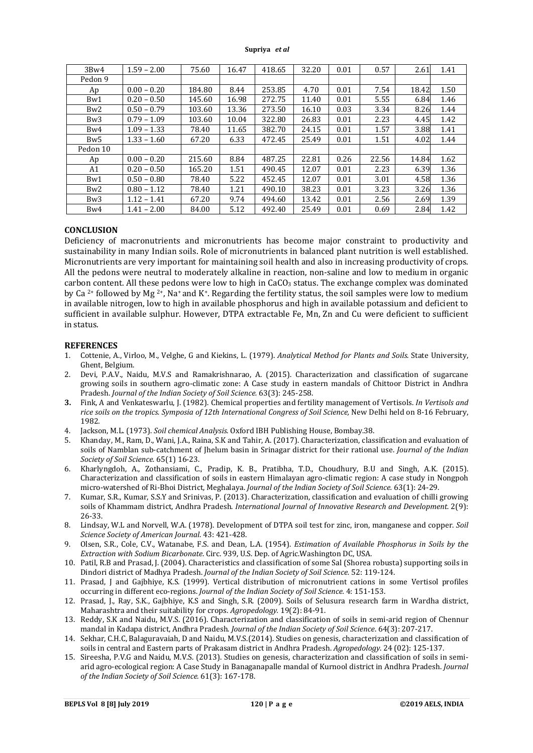| 3Bw4 | 1.59 – 2.00 | 75.60 | 16.47 | 418.65 | 32.20 | 0.01 | 0.57 | 2.61 | 1.41 |
|---|---|---|---|---|---|---|---|---|---|
| Pedon 9 | | | | | | | | | |
| Ap | 0.00 – 0.20 | 184.80 | 8.44 | 253.85 | 4.70 | 0.01 | 7.54 | 18.42 | 1.50 |
| Bw1 | 0.20 – 0.50 | 145.60 | 16.98 | 272.75 | 11.40 | 0.01 | 5.55 | 6.84 | 1.46 |
| Bw2 | 0.50 – 0.79 | 103.60 | 13.36 | 273.50 | 16.10 | 0.03 | 3.34 | 8.26 | 1.44 |
| Bw3 | 0.79 – 1.09 | 103.60 | 10.04 | 322.80 | 26.83 | 0.01 | 2.23 | 4.45 | 1.42 |
| Bw4 | 1.09 – 1.33 | 78.40 | 11.65 | 382.70 | 24.15 | 0.01 | 1.57 | 3.88 | 1.41 |
| Bw5 | 1.33 – 1.60 | 67.20 | 6.33 | 472.45 | 25.49 | 0.01 | 1.51 | 4.02 | 1.44 |
| Pedon 10 | | | | | | | | | |
| Ap | 0.00 – 0.20 | 215.60 | 8.84 | 487.25 | 22.81 | 0.26 | 22.56 | 14.84 | 1.62 |
| A1 | 0.20 – 0.50 | 165.20 | 1.51 | 490.45 | 12.07 | 0.01 | 2.23 | 6.39 | 1.36 |
| Bw1 | 0.50 – 0.80 | 78.40 | 5.22 | 452.45 | 12.07 | 0.01 | 3.01 | 4.58 | 1.36 |
| Bw2 | 0.80 – 1.12 | 78.40 | 1.21 | 490.10 | 38.23 | 0.01 | 3.23 | 3.26 | 1.36 |
| Bw3 | 1.12 – 1.41 | 67.20 | 9.74 | 494.60 | 13.42 | 0.01 | 2.56 | 2.69 | 1.39 |
| Bw4 | 1.41 – 2.00 | 84.00 | 5.12 | 492.40 | 25.49 | 0.01 | 0.69 | 2.84 | 1.42 |

## CONCLUSION

Deficiency of macronutrients and micronutrients has become major constraint to productivity and sustainability in many Indian soils. Role of micronutrients in balanced plant nutrition is well established. Micronutrients are very important for maintaining soil health and also in increasing productivity of crops. All the pedons were neutral to moderately alkaline in reaction, non-saline and low to medium in organic carbon content. All these pedons were low to high in $CaCO_3$ status. The exchange complex was dominated by $Ca^{2+}$ followed by $Mg^{2+}$, $Na^+$ and $K^+$. Regarding the fertility status, the soil samples were low to medium in available nitrogen, low to high in available phosphorus and high in available potassium and deficient to sufficient in available sulphur. However, DTPA extractable Fe, Mn, Zn and Cu were deficient to sufficient in status.

## REFERENCES

1. Cottenie, A., Virloo, M., Velghe, G and Kiekins, L. (1979). *Analytical Method for Plants and Soils.* State University, Ghent, Belgium.
2. Devi, P.A.V., Naidu, M.V.S and Ramakrishnarao, A. (2015). Characterization and classification of sugarcane growing soils in southern agro-climatic zone: A Case study in eastern mandals of Chittoor District in Andhra Pradesh. *Journal of the Indian Society of Soil Science.* 63(3): 245-258.
3. Fink, A and Venkateswarlu, J. (1982). Chemical properties and fertility management of Vertisols. *In Vertisols and rice soils on the tropics. Symposia of 12th International Congress of Soil Science,* New Delhi held on 8-16 February, 1982.
4. Jackson, M.L. (1973). *Soil chemical Analysis.* Oxford IBH Publishing House, Bombay.38.
5. Khanday, M., Ram, D., Wani, J.A., Raina, S.K and Tahir, A. (2017). Characterization, classification and evaluation of soils of Namblan sub-catchment of Jhelum basin in Srinagar district for their rational use. *Journal of the Indian Society of Soil Science.* 65(1) 16-23.
6. Kharlyngdoh, A., Zothansiami, C., Pradip, K. B., Pratibha, T.D., Choudhury, B.U and Singh, A.K. (2015). Characterization and classification of soils in eastern Himalayan agro-climatic region: A case study in Nongpoh micro-watershed of Ri-Bhoi District, Meghalaya. *Journal of the Indian Society of Soil Science.* 63(1): 24-29.
7. Kumar, S.R., Kumar, S.S.Y and Srinivas, P. (2013). Characterization, classification and evaluation of chilli growing soils of Khammam district, Andhra Pradesh. *International Journal of Innovative Research and Development.* 2(9): 26-33.
8. Lindsay, W.L and Norvell, W.A. (1978). Development of DTPA soil test for zinc, iron, manganese and copper. *Soil Science Society of American Journal*. 43: 421-428.
9. Olsen, S.R., Cole, C.V., Watanabe, F.S. and Dean, L.A. (1954). *Estimation of Available Phosphorus in Soils by the Extraction with Sodium Bicarbonate*. Circ. 939, U.S. Dep. of Agric.Washington DC, USA.
10. Patil, R.B and Prasad, J. (2004). Characteristics and classification of some Sal (Shorea robusta) supporting soils in Dindori district of Madhya Pradesh. *Journal of the Indian Society of Soil Science.* 52: 119-124.
11. Prasad, J and Gajbhiye, K.S. (1999). Vertical distribution of micronutrient cations in some Vertisol profiles occurring in different eco-regions. *Journal of the Indian Society of Soil Science.* 4: 151-153.
12. Prasad, J., Ray, S.K., Gajbhiye, K.S and Singh, S.R. (2009). Soils of Selusura research farm in Wardha district, Maharashtra and their suitability for crops. *Agropedology.* 19(2): 84-91.
13. Reddy, S.K and Naidu, M.V.S. (2016). Characterization and classification of soils in semi-arid region of Chennur mandal in Kadapa district, Andhra Pradesh. *Journal of the Indian Society of Soil Science*. 64(3): 207-217.
14. Sekhar, C.H.C, Balaguravaiah, D and Naidu, M.V.S.(2014). Studies on genesis, characterization and classification of soils in central and Eastern parts of Prakasam district in Andhra Pradesh. *Agropedology*. 24 (02): 125-137.
15. Sireesha, P.V.G and Naidu, M.V.S. (2013). Studies on genesis, characterization and classification of soils in semi-arid agro-ecological region: A Case Study in Banaganapalle mandal of Kurnool district in Andhra Pradesh. *Journal of the Indian Society of Soil Science.* 61(3): 167-178.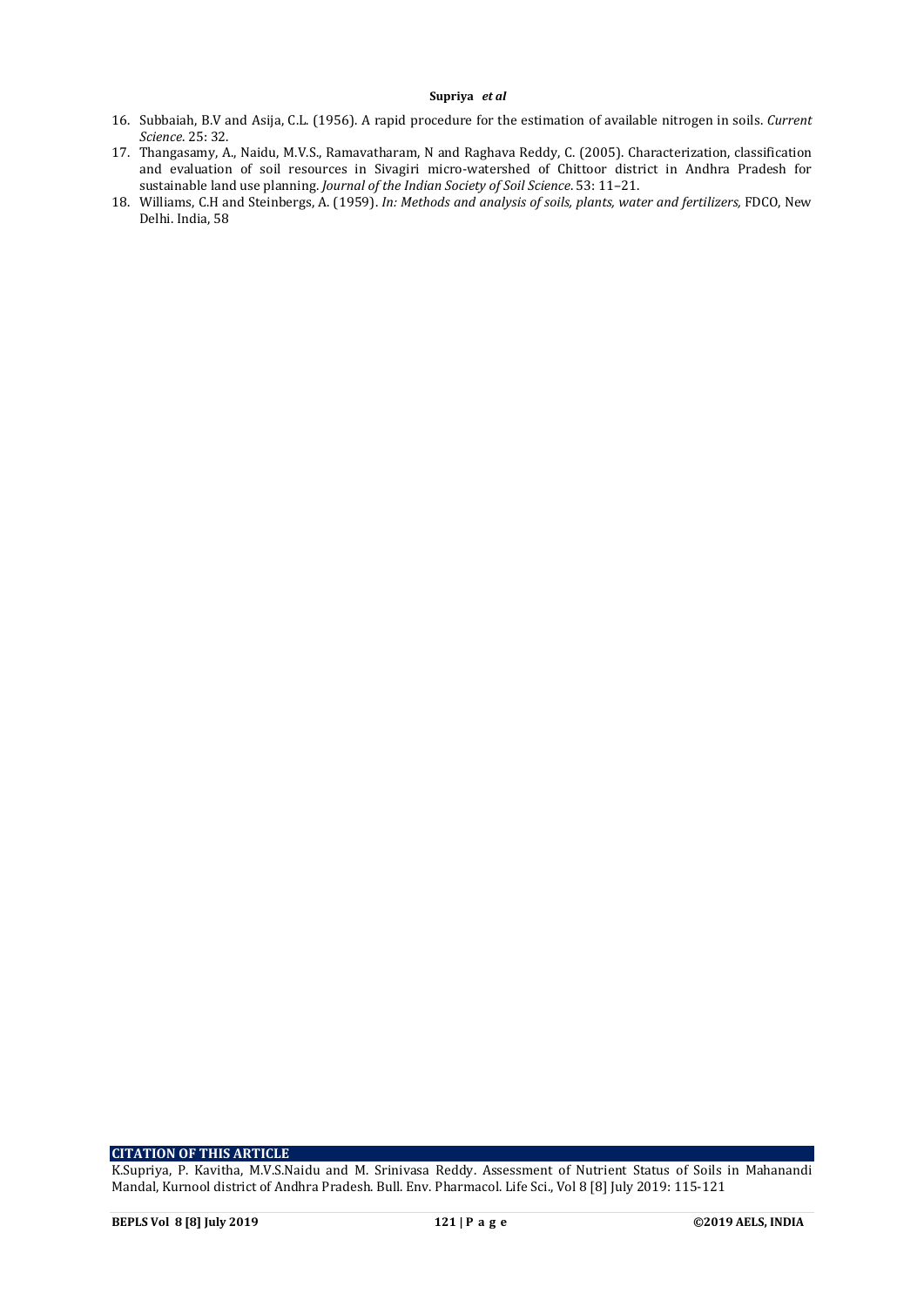16. Subbaiah, B.V and Asija, C.L. (1956). A rapid procedure for the estimation of available nitrogen in soils. *Current Science*. 25: 32.
17. Thangasamy, A., Naidu, M.V.S., Ramavatharam, N and Raghava Reddy, C. (2005). Characterization, classification and evaluation of soil resources in Sivagiri micro-watershed of Chittoor district in Andhra Pradesh for sustainable land use planning. *Journal of the Indian Society of Soil Science*. 53: 11–21.
18. Williams, C.H and Steinbergs, A. (1959). *In: Methods and analysis of soils, plants, water and fertilizers,* FDCO, New Delhi. India, 58

**CITATION OF THIS ARTICLE**

K.Supriya, P. Kavitha, M.V.S.Naidu and M. Srinivasa Reddy. Assessment of Nutrient Status of Soils in Mahanandi Mandal, Kurnool district of Andhra Pradesh. Bull. Env. Pharmacol. Life Sci., Vol 8 [8] July 2019: 115-121